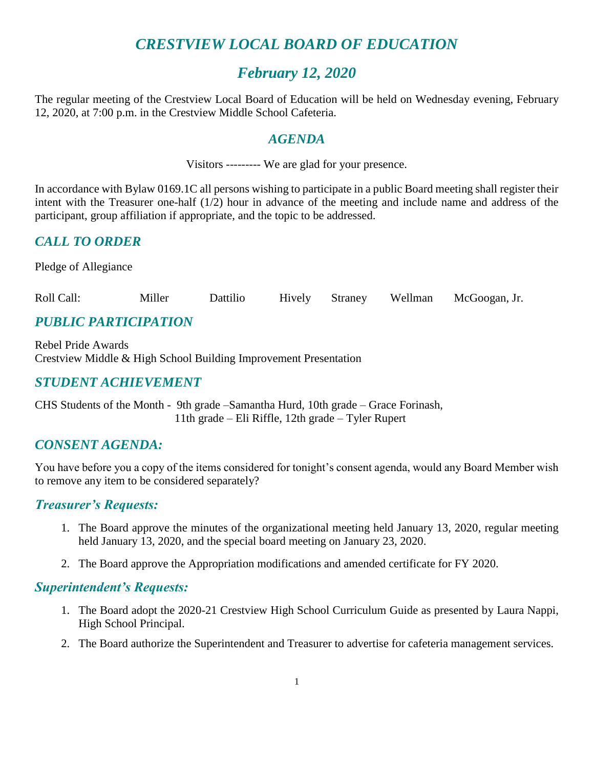# CRESTVIEW LOCAL BOARD OF EDUCATION

## February 12, 2020

The regular meeting of the Crestview Local Board of Education will be held on Wednesday evening, February 12, 2020, at 7:00 p.m. in the Crestview Middle School Cafeteria.

## AGENDA

Visitors --------- We are glad for your presence.

In accordance with Bylaw 0169.1C all persons wishing to participate in a public Board meeting shall register their intent with the Treasurer one-half (1/2) hour in advance of the meeting and include name and address of the participant, group affiliation if appropriate, and the topic to be addressed.

## CALL TO ORDER

Pledge of Allegiance

Roll Call: Miller Dattilio Hively Straney Wellman McGoogan, Jr.

## PUBLIC PARTICIPATION

Rebel Pride Awards
Crestview Middle & High School Building Improvement Presentation

## STUDENT ACHIEVEMENT

CHS Students of the Month - 9th grade –Samantha Hurd, 10th grade – Grace Forinash,
11th grade – Eli Riffle, 12th grade – Tyler Rupert

## CONSENT AGENDA:

You have before you a copy of the items considered for tonight's consent agenda, would any Board Member wish to remove any item to be considered separately?

### Treasurer's Requests:

1. The Board approve the minutes of the organizational meeting held January 13, 2020, regular meeting held January 13, 2020, and the special board meeting on January 23, 2020.
2. The Board approve the Appropriation modifications and amended certificate for FY 2020.

### Superintendent's Requests:

1. The Board adopt the 2020-21 Crestview High School Curriculum Guide as presented by Laura Nappi, High School Principal.
2. The Board authorize the Superintendent and Treasurer to advertise for cafeteria management services.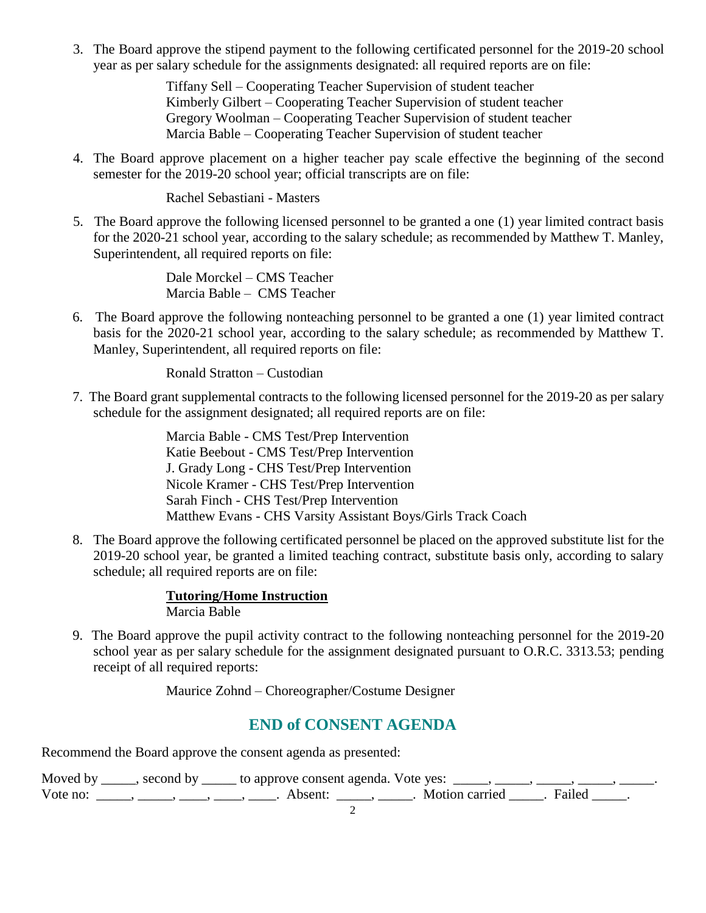3. The Board approve the stipend payment to the following certificated personnel for the 2019-20 school year as per salary schedule for the assignments designated: all required reports are on file:

   Tiffany Sell – Cooperating Teacher Supervision of student teacher
   Kimberly Gilbert – Cooperating Teacher Supervision of student teacher
   Gregory Woolman – Cooperating Teacher Supervision of student teacher
   Marcia Bable – Cooperating Teacher Supervision of student teacher

4. The Board approve placement on a higher teacher pay scale effective the beginning of the second semester for the 2019-20 school year; official transcripts are on file:

   Rachel Sebastiani - Masters

5. The Board approve the following licensed personnel to be granted a one (1) year limited contract basis for the 2020-21 school year, according to the salary schedule; as recommended by Matthew T. Manley, Superintendent, all required reports on file:

   Dale Morckel – CMS Teacher
   Marcia Bable – CMS Teacher

6. The Board approve the following nonteaching personnel to be granted a one (1) year limited contract basis for the 2020-21 school year, according to the salary schedule; as recommended by Matthew T. Manley, Superintendent, all required reports on file:

   Ronald Stratton – Custodian

7. The Board grant supplemental contracts to the following licensed personnel for the 2019-20 as per salary schedule for the assignment designated; all required reports are on file:

   Marcia Bable - CMS Test/Prep Intervention
   Katie Beebout - CMS Test/Prep Intervention
   J. Grady Long - CHS Test/Prep Intervention
   Nicole Kramer - CHS Test/Prep Intervention
   Sarah Finch - CHS Test/Prep Intervention
   Matthew Evans - CHS Varsity Assistant Boys/Girls Track Coach

8. The Board approve the following certificated personnel be placed on the approved substitute list for the 2019-20 school year, be granted a limited teaching contract, substitute basis only, according to salary schedule; all required reports are on file:

   **Tutoring/Home Instruction**
   Marcia Bable

9. The Board approve the pupil activity contract to the following nonteaching personnel for the 2019-20 school year as per salary schedule for the assignment designated pursuant to O.R.C. 3313.53; pending receipt of all required reports:

   Maurice Zohnd – Choreographer/Costume Designer

## END of CONSENT AGENDA

Recommend the Board approve the consent agenda as presented:

Moved by _____, second by _____ to approve consent agenda. Vote yes: _____, _____, _____, _____, _____.
Vote no: _____, _____, ____, ____, ____. Absent: _____, _____. Motion carried _____. Failed _____.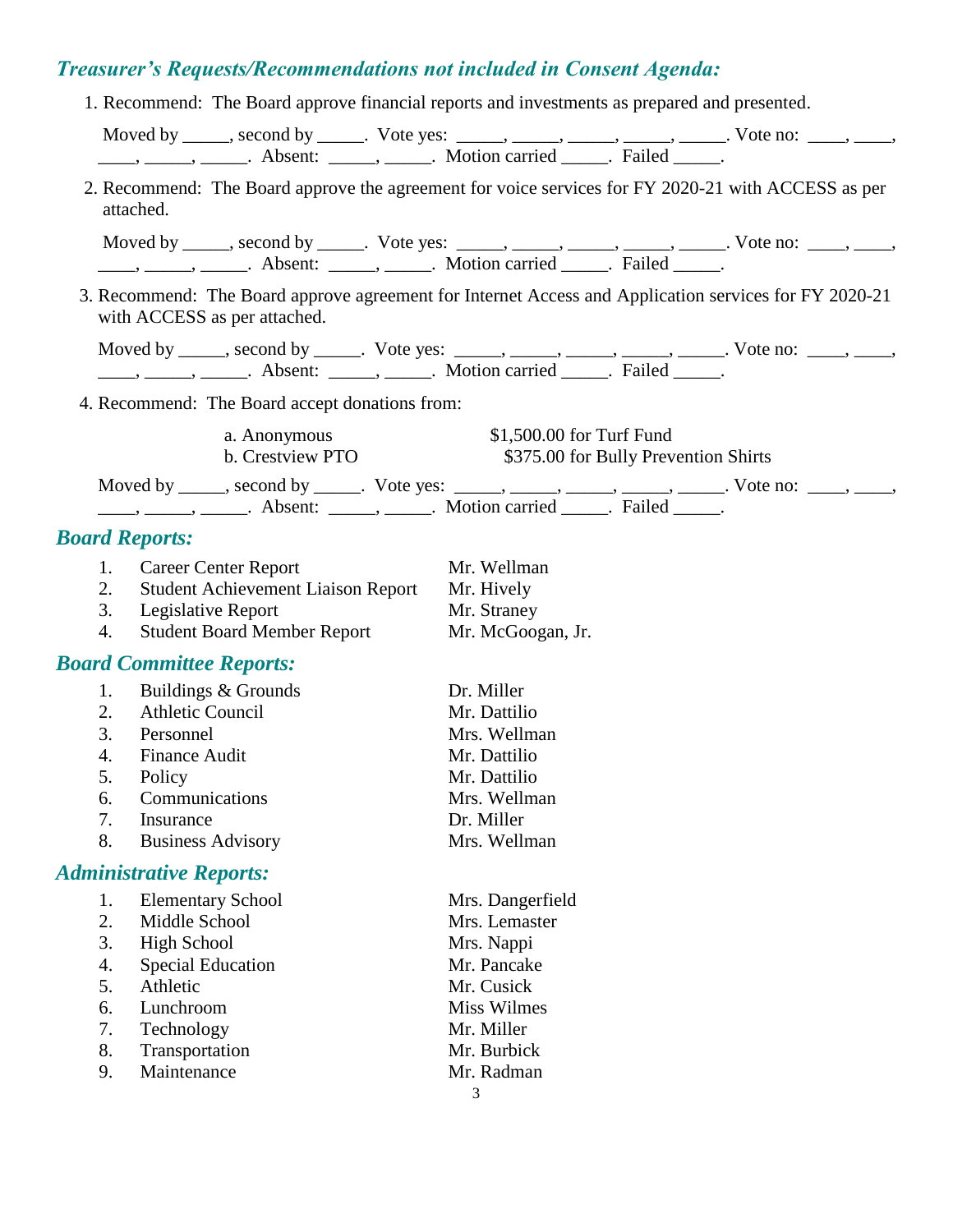## *Treasurer's Requests/Recommendations not included in Consent Agenda:*

1. Recommend: The Board approve financial reports and investments as prepared and presented.

   Moved by _____, second by _____. Vote yes: _____, _____, _____, _____, _____. Vote no: ____, ____, ____, _____, _____. Absent: _____, _____. Motion carried _____. Failed _____.

2. Recommend: The Board approve the agreement for voice services for FY 2020-21 with ACCESS as per attached.

   Moved by _____, second by _____. Vote yes: _____, _____, _____, _____, _____. Vote no: ____, ____, ____, _____, _____. Absent: _____, _____. Motion carried _____. Failed _____.

3. Recommend: The Board approve agreement for Internet Access and Application services for FY 2020-21 with ACCESS as per attached.

   Moved by _____, second by _____. Vote yes: _____, _____, _____, _____, _____. Vote no: ____, ____, ____, _____, _____. Absent: _____, _____. Motion carried _____. Failed _____.

4. Recommend: The Board accept donations from:

   | | |
   |---|---|
   | a. Anonymous | $1,500.00 for Turf Fund |
   | b. Crestview PTO | $375.00 for Bully Prevention Shirts |

   Moved by _____, second by _____. Vote yes: _____, _____, _____, _____, _____. Vote no: ____, ____, ____, _____, _____. Absent: _____, _____. Motion carried _____. Failed _____.

## *Board Reports:*

| | | |
|---|---|---|
| 1. | Career Center Report | Mr. Wellman |
| 2. | Student Achievement Liaison Report | Mr. Hively |
| 3. | Legislative Report | Mr. Straney |
| 4. | Student Board Member Report | Mr. McGoogan, Jr. |

## *Board Committee Reports:*

| | | |
|---|---|---|
| 1. | Buildings & Grounds | Dr. Miller |
| 2. | Athletic Council | Mr. Dattilio |
| 3. | Personnel | Mrs. Wellman |
| 4. | Finance Audit | Mr. Dattilio |
| 5. | Policy | Mr. Dattilio |
| 6. | Communications | Mrs. Wellman |
| 7. | Insurance | Dr. Miller |
| 8. | Business Advisory | Mrs. Wellman |

## *Administrative Reports:*

| | | |
|---|---|---|
| 1. | Elementary School | Mrs. Dangerfield |
| 2. | Middle School | Mrs. Lemaster |
| 3. | High School | Mrs. Nappi |
| 4. | Special Education | Mr. Pancake |
| 5. | Athletic | Mr. Cusick |
| 6. | Lunchroom | Miss Wilmes |
| 7. | Technology | Mr. Miller |
| 8. | Transportation | Mr. Burbick |
| 9. | Maintenance | Mr. Radman |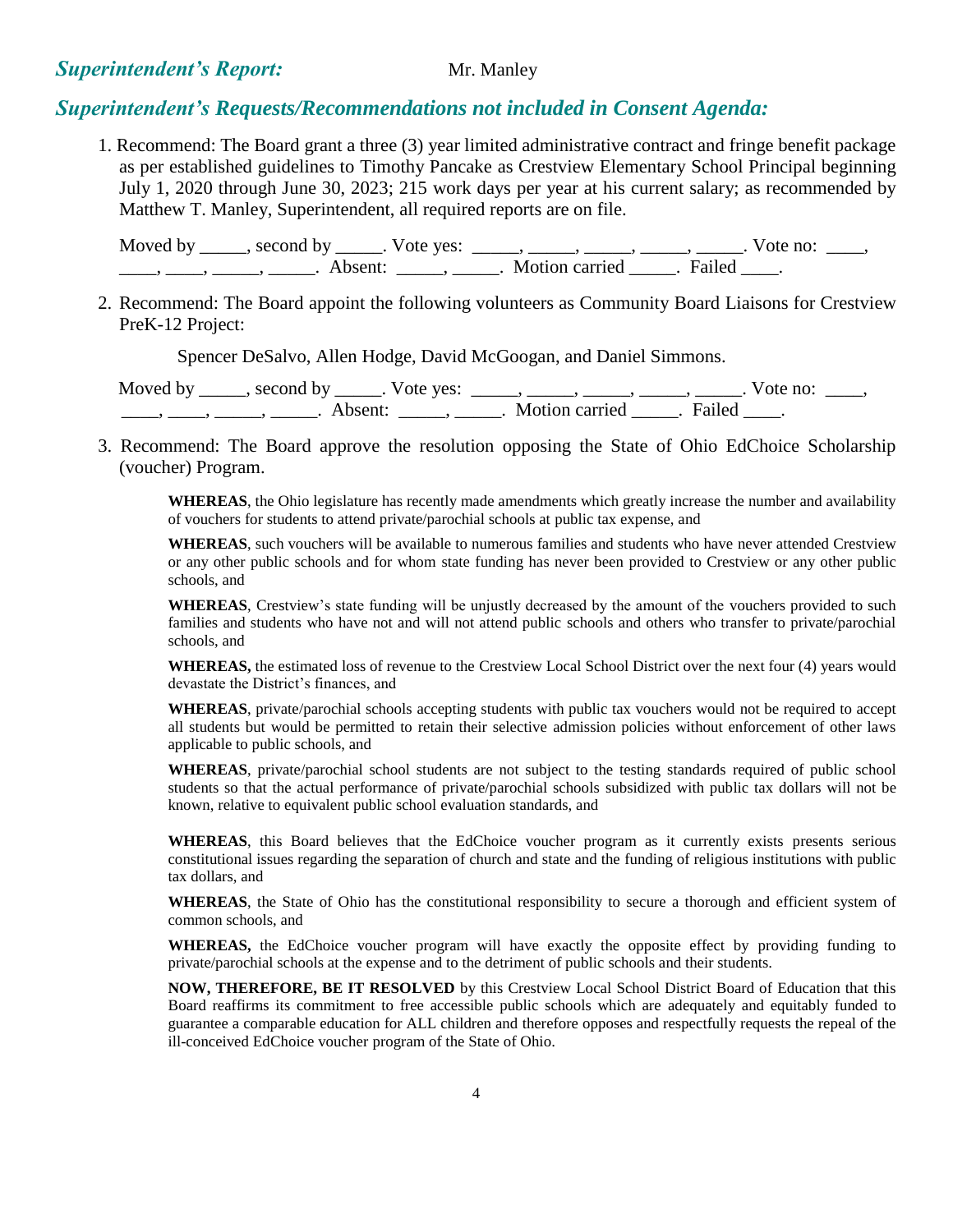## *Superintendent's Report:* Mr. Manley

## *Superintendent's Requests/Recommendations not included in Consent Agenda:*

1. Recommend: The Board grant a three (3) year limited administrative contract and fringe benefit package as per established guidelines to Timothy Pancake as Crestview Elementary School Principal beginning July 1, 2020 through June 30, 2023; 215 work days per year at his current salary; as recommended by Matthew T. Manley, Superintendent, all required reports are on file.

   Moved by _____, second by _____. Vote yes: _____, _____, _____, _____, _____. Vote no: ____, ____, ____, _____, _____. Absent: _____, _____. Motion carried _____. Failed ____.

2. Recommend: The Board appoint the following volunteers as Community Board Liaisons for Crestview PreK-12 Project:

   Spencer DeSalvo, Allen Hodge, David McGoogan, and Daniel Simmons.

   Moved by _____, second by _____. Vote yes: _____, _____, _____, _____, _____. Vote no: ____, ____, ____, _____, _____. Absent: _____, _____. Motion carried _____. Failed ____.

3. Recommend: The Board approve the resolution opposing the State of Ohio EdChoice Scholarship (voucher) Program.

   **WHEREAS**, the Ohio legislature has recently made amendments which greatly increase the number and availability of vouchers for students to attend private/parochial schools at public tax expense, and

   **WHEREAS**, such vouchers will be available to numerous families and students who have never attended Crestview or any other public schools and for whom state funding has never been provided to Crestview or any other public schools, and

   **WHEREAS**, Crestview's state funding will be unjustly decreased by the amount of the vouchers provided to such families and students who have not and will not attend public schools and others who transfer to private/parochial schools, and

   **WHEREAS,** the estimated loss of revenue to the Crestview Local School District over the next four (4) years would devastate the District's finances, and

   **WHEREAS**, private/parochial schools accepting students with public tax vouchers would not be required to accept all students but would be permitted to retain their selective admission policies without enforcement of other laws applicable to public schools, and

   **WHEREAS**, private/parochial school students are not subject to the testing standards required of public school students so that the actual performance of private/parochial schools subsidized with public tax dollars will not be known, relative to equivalent public school evaluation standards, and

   **WHEREAS**, this Board believes that the EdChoice voucher program as it currently exists presents serious constitutional issues regarding the separation of church and state and the funding of religious institutions with public tax dollars, and

   **WHEREAS**, the State of Ohio has the constitutional responsibility to secure a thorough and efficient system of common schools, and

   **WHEREAS,** the EdChoice voucher program will have exactly the opposite effect by providing funding to private/parochial schools at the expense and to the detriment of public schools and their students.

   **NOW, THEREFORE, BE IT RESOLVED** by this Crestview Local School District Board of Education that this Board reaffirms its commitment to free accessible public schools which are adequately and equitably funded to guarantee a comparable education for ALL children and therefore opposes and respectfully requests the repeal of the ill-conceived EdChoice voucher program of the State of Ohio.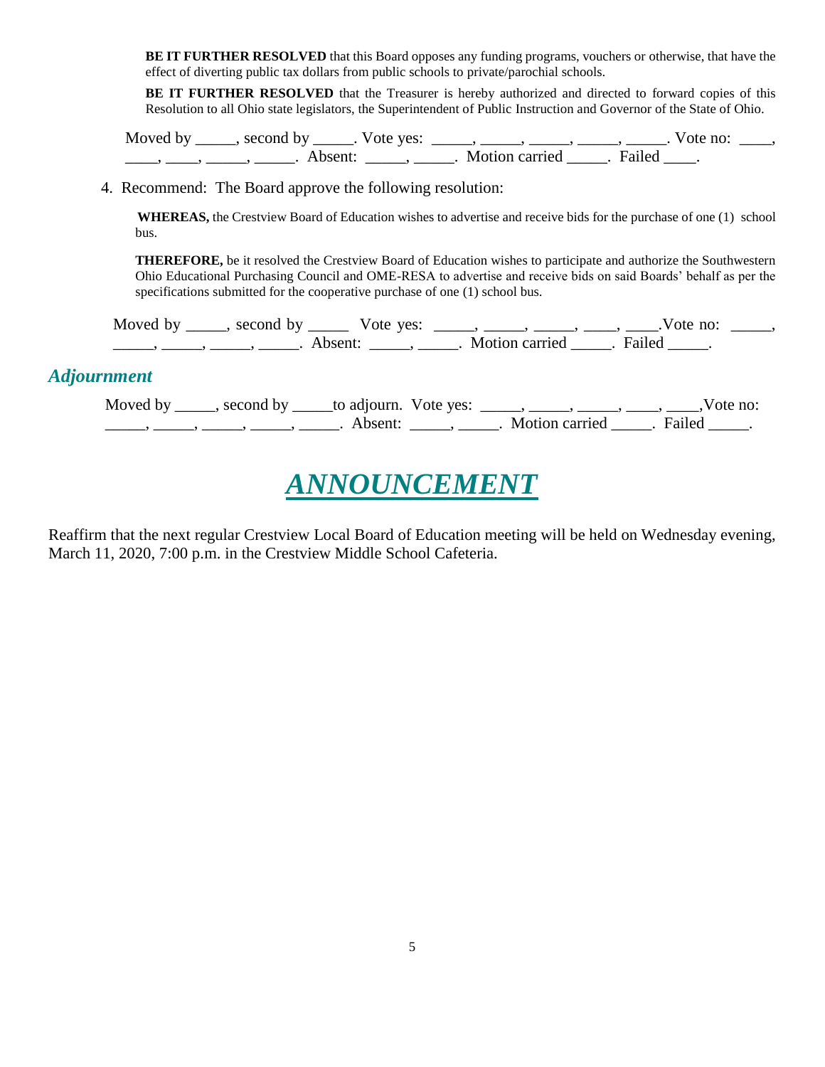**BE IT FURTHER RESOLVED** that this Board opposes any funding programs, vouchers or otherwise, that have the effect of diverting public tax dollars from public schools to private/parochial schools.

**BE IT FURTHER RESOLVED** that the Treasurer is hereby authorized and directed to forward copies of this Resolution to all Ohio state legislators, the Superintendent of Public Instruction and Governor of the State of Ohio.

Moved by _____, second by _____. Vote yes: _____, _____, _____, _____, _____. Vote no: ____, ____, ____, _____, _____. Absent: _____, _____. Motion carried _____. Failed ____.

4. Recommend: The Board approve the following resolution:

**WHEREAS,** the Crestview Board of Education wishes to advertise and receive bids for the purchase of one (1) school bus.

**THEREFORE,** be it resolved the Crestview Board of Education wishes to participate and authorize the Southwestern Ohio Educational Purchasing Council and OME-RESA to advertise and receive bids on said Boards' behalf as per the specifications submitted for the cooperative purchase of one (1) school bus.

Moved by _____, second by _____ Vote yes: _____, _____, _____, ____, ____.Vote no: _____, _____, _____, _____, _____. Absent: _____, _____. Motion carried _____. Failed _____.

## *Adjournment*

Moved by _____, second by _____to adjourn. Vote yes: _____, _____, _____, ____, ____,Vote no: _____, _____, _____, _____, _____. Absent: _____, _____. Motion carried _____. Failed _____.

# ***ANNOUNCEMENT***

Reaffirm that the next regular Crestview Local Board of Education meeting will be held on Wednesday evening, March 11, 2020, 7:00 p.m. in the Crestview Middle School Cafeteria.